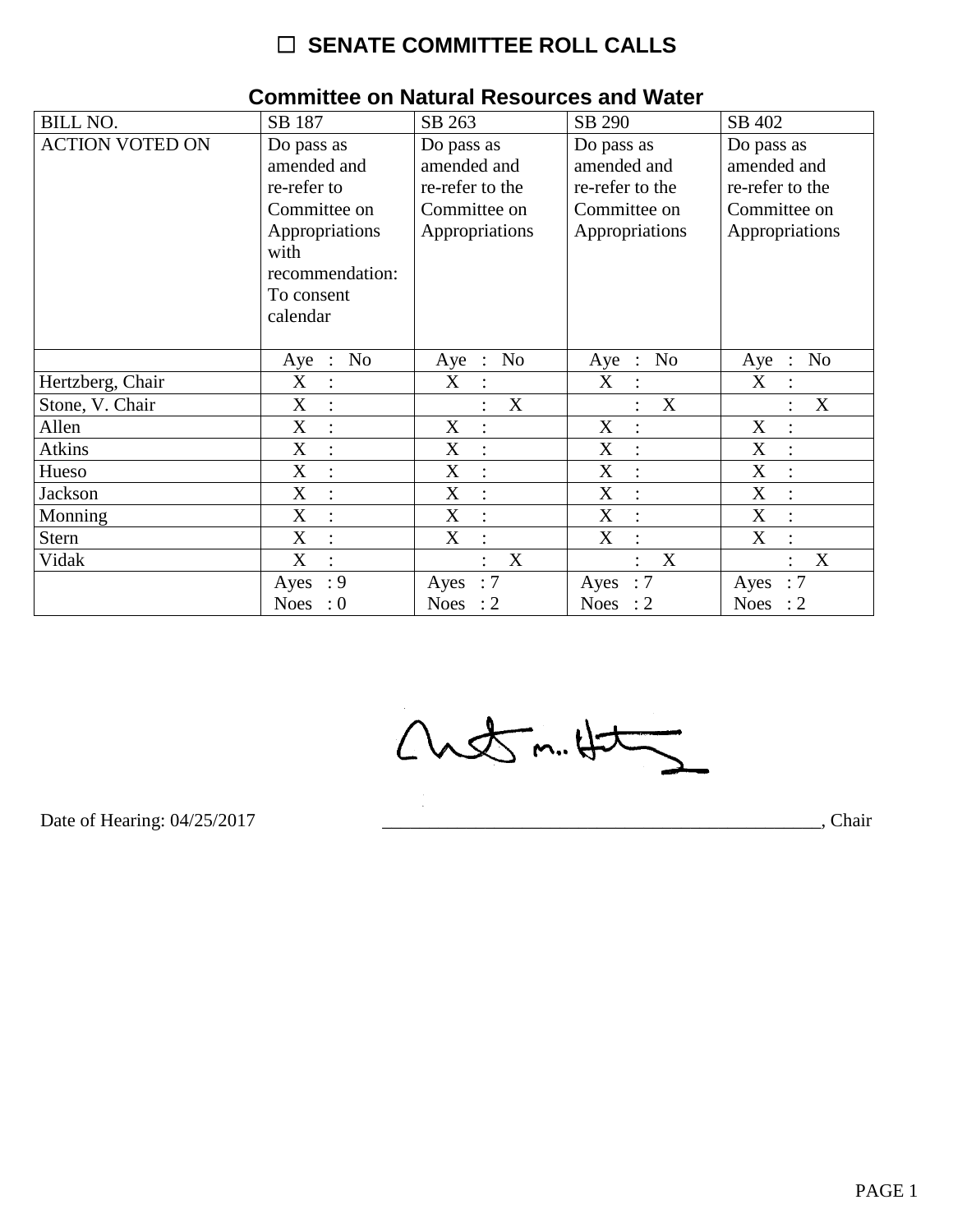# ☐ SENATE COMMITTEE ROLL CALLS

## Committee on Natural Resources and Water

| BILL NO. | SB 187 | SB 263 | SB 290 | SB 402 |
|---|---|---|---|---|
| ACTION VOTED ON | Do pass as amended and re-refer to Committee on Appropriations with recommendation: To consent calendar | Do pass as amended and re-refer to the Committee on Appropriations | Do pass as amended and re-refer to the Committee on Appropriations | Do pass as amended and re-refer to the Committee on Appropriations |
| | Aye : No | Aye : No | Aye : No | Aye : No |
| Hertzberg, Chair | X : | X : | X : | X : |
| Stone, V. Chair | X : | : X | : X | : X |
| Allen | X : | X : | X : | X : |
| Atkins | X : | X : | X : | X : |
| Hueso | X : | X : | X : | X : |
| Jackson | X : | X : | X : | X : |
| Monning | X : | X : | X : | X : |
| Stern | X : | X : | X : | X : |
| Vidak | X : | : X | : X | : X |
| | Ayes : 9<br>Noes : 0 | Ayes : 7<br>Noes : 2 | Ayes : 7<br>Noes : 2 | Ayes : 7<br>Noes : 2 |

Date of Hearing: 04/25/2017

_________________________________________________, Chair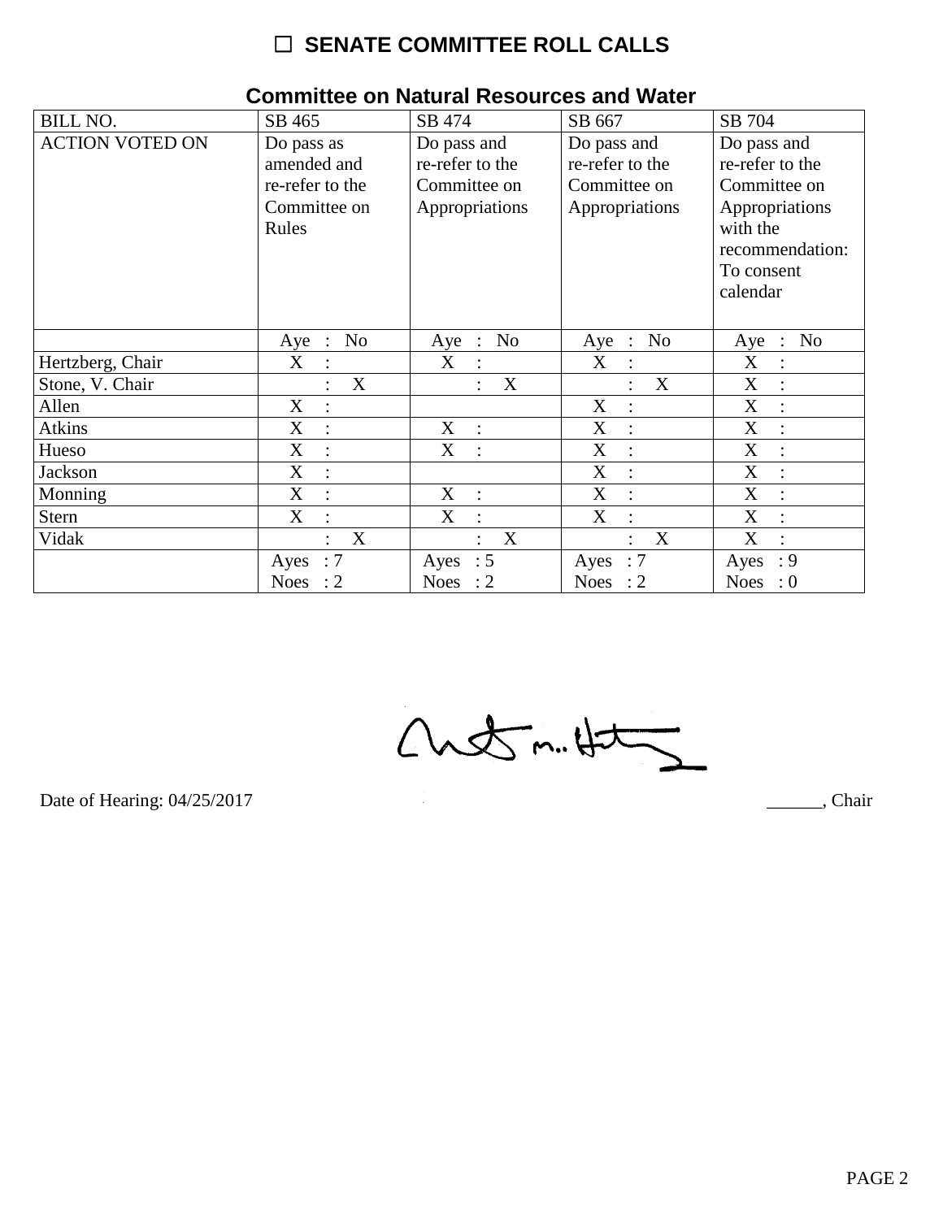# ☐ SENATE COMMITTEE ROLL CALLS

## Committee on Natural Resources and Water

| BILL NO. | SB 465 | SB 474 | SB 667 | SB 704 |
|---|---|---|---|---|
| ACTION VOTED ON | Do pass as amended and re-refer to the Committee on Rules | Do pass and re-refer to the Committee on Appropriations | Do pass and re-refer to the Committee on Appropriations | Do pass and re-refer to the Committee on Appropriations with the recommendation: To consent calendar |
| | Aye : No | Aye : No | Aye : No | Aye : No |
| Hertzberg, Chair | X : | X : | X : | X : |
| Stone, V. Chair | : X | : X | : X | X : |
| Allen | X : | | X : | X : |
| Atkins | X : | X : | X : | X : |
| Hueso | X : | X : | X : | X : |
| Jackson | X : | | X : | X : |
| Monning | X : | X : | X : | X : |
| Stern | X : | X : | X : | X : |
| Vidak | : X | : X | : X | X : |
| | Ayes : 7<br>Noes : 2 | Ayes : 5<br>Noes : 2 | Ayes : 7<br>Noes : 2 | Ayes : 9<br>Noes : 0 |

Date of Hearing: 04/25/2017

______, Chair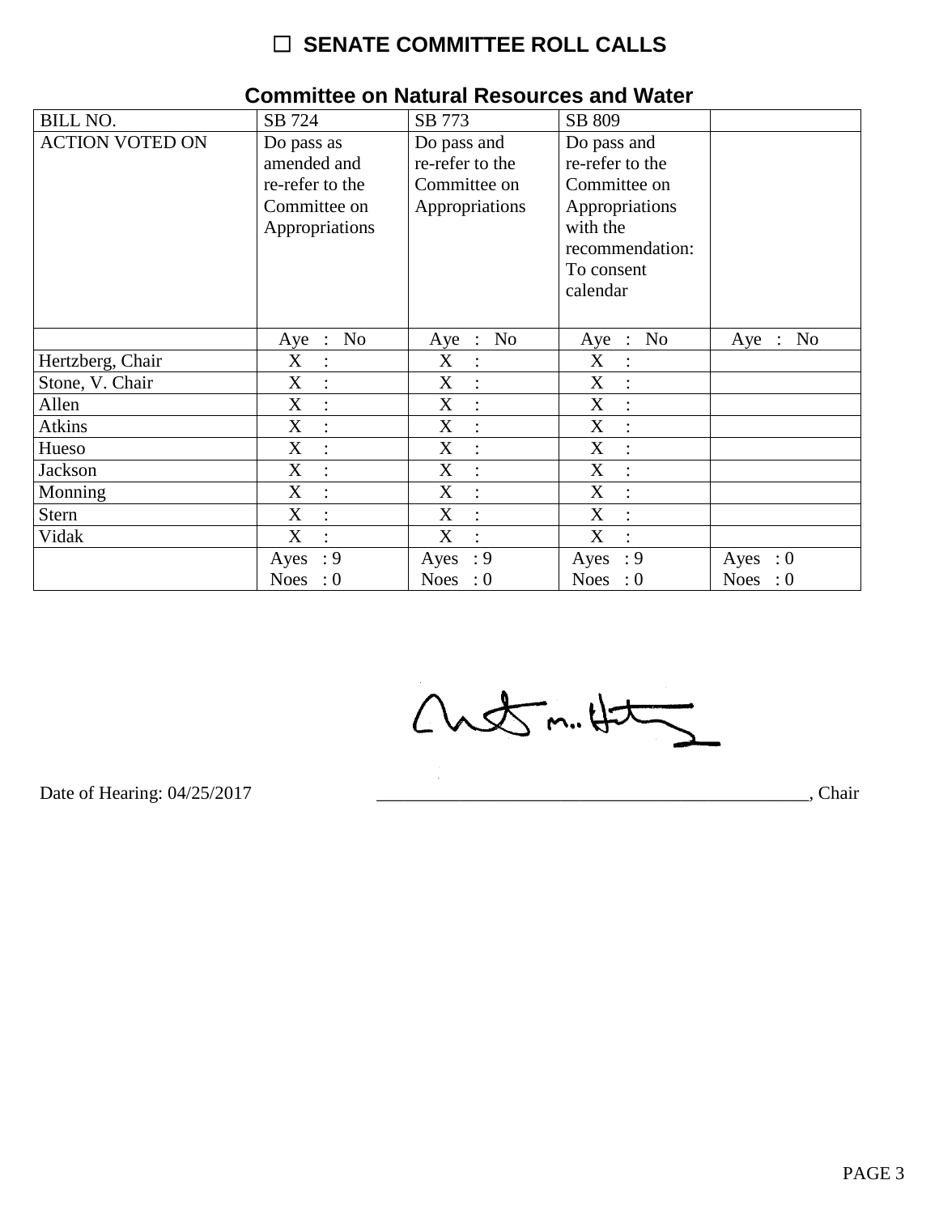# ☐ SENATE COMMITTEE ROLL CALLS

## Committee on Natural Resources and Water

| BILL NO. | SB 724 | SB 773 | SB 809 | |
|---|---|---|---|---|
| ACTION VOTED ON | Do pass as amended and re-refer to the Committee on Appropriations | Do pass and re-refer to the Committee on Appropriations | Do pass and re-refer to the Committee on Appropriations with the recommendation: To consent calendar | |
| | Aye : No | Aye : No | Aye : No | Aye : No |
| Hertzberg, Chair | X : | X : | X : | |
| Stone, V. Chair | X : | X : | X : | |
| Allen | X : | X : | X : | |
| Atkins | X : | X : | X : | |
| Hueso | X : | X : | X : | |
| Jackson | X : | X : | X : | |
| Monning | X : | X : | X : | |
| Stern | X : | X : | X : | |
| Vidak | X : | X : | X : | |
| | Ayes : 9 Noes : 0 | Ayes : 9 Noes : 0 | Ayes : 9 Noes : 0 | Ayes : 0 Noes : 0 |

Date of Hearing: 04/25/2017 _______________________________________________, Chair